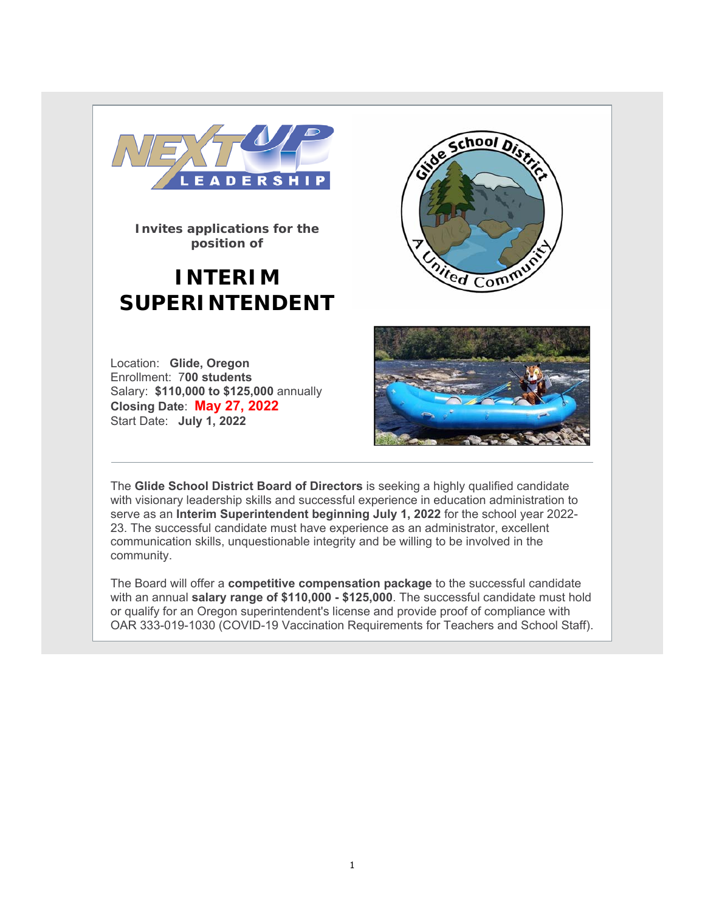Invites applications for the position of

# INTERIM SUPERINTENDENT

Location: **Glide, Oregon**
Enrollment: 7**00 students**
Salary: **$110,000 to $125,000** annually
**Closing Date**: **May 27, 2022**
Start Date: **July 1, 2022**

---

The **Glide School District Board of Directors** is seeking a highly qualified candidate with visionary leadership skills and successful experience in education administration to serve as an **Interim Superintendent beginning July 1, 2022** for the school year 2022-23. The successful candidate must have experience as an administrator, excellent communication skills, unquestionable integrity and be willing to be involved in the community.

The Board will offer a **competitive compensation package** to the successful candidate with an annual **salary range of $110,000 - $125,000**. The successful candidate must hold or qualify for an Oregon superintendent's license and provide proof of compliance with OAR 333-019-1030 (COVID-19 Vaccination Requirements for Teachers and School Staff).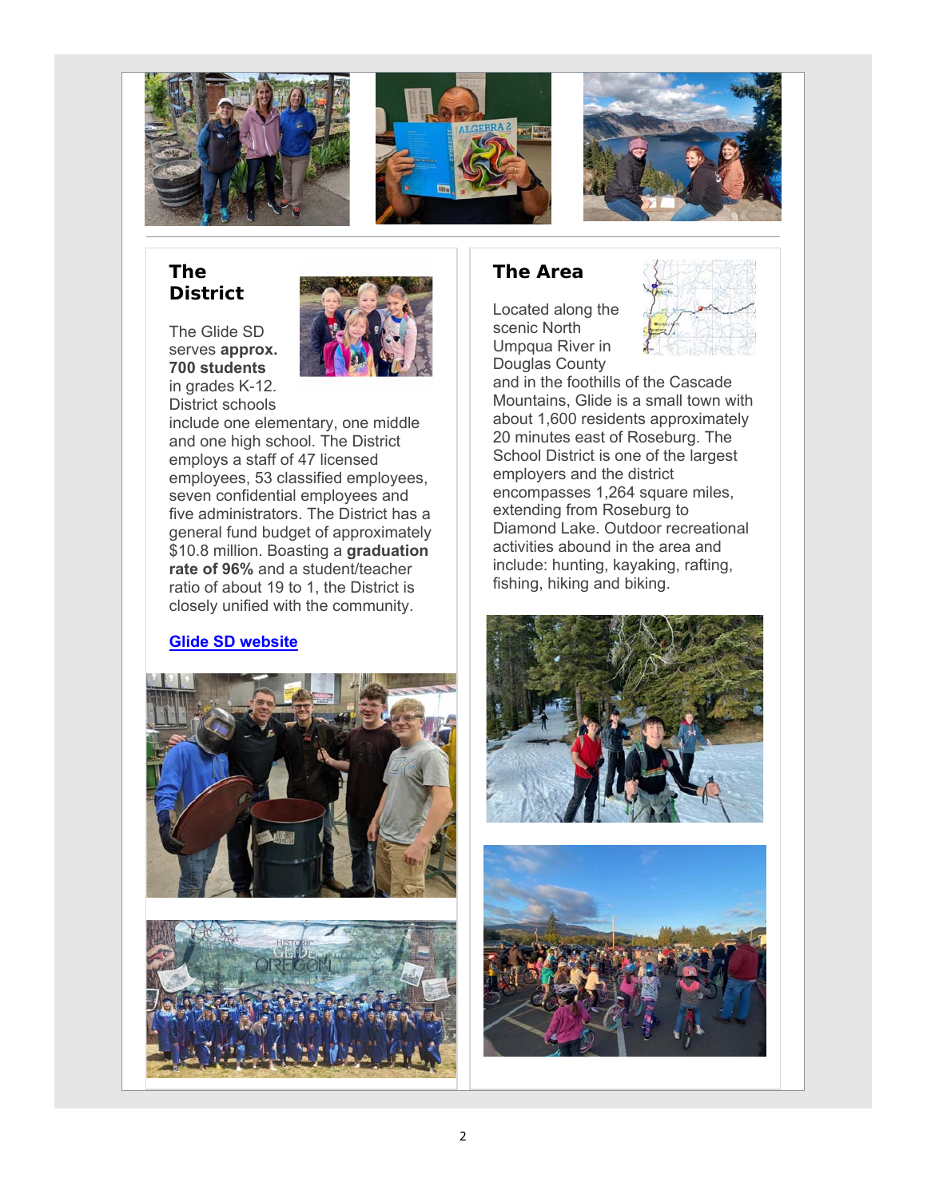## The District

The Glide SD serves **approx. 700 students** in grades K-12. District schools include one elementary, one middle and one high school. The District employs a staff of 47 licensed employees, 53 classified employees, seven confidential employees and five administrators. The District has a general fund budget of approximately $10.8 million. Boasting a **graduation rate of 96%** and a student/teacher ratio of about 19 to 1, the District is closely unified with the community.

**Glide SD website**

## The Area

Located along the scenic North Umpqua River in Douglas County and in the foothills of the Cascade Mountains, Glide is a small town with about 1,600 residents approximately 20 minutes east of Roseburg. The School District is one of the largest employers and the district encompasses 1,264 square miles, extending from Roseburg to Diamond Lake. Outdoor recreational activities abound in the area and include: hunting, kayaking, rafting, fishing, hiking and biking.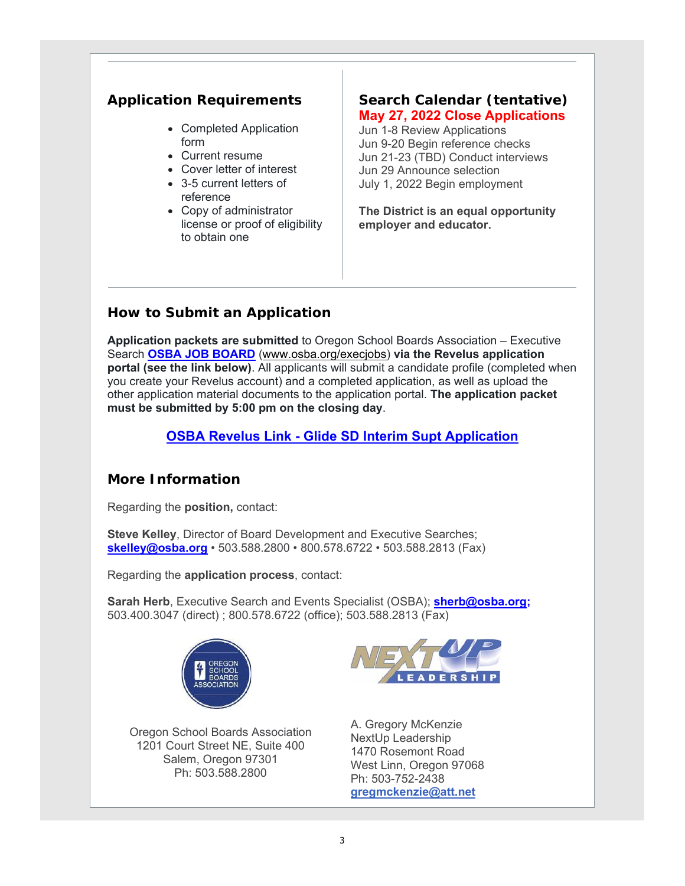## Application Requirements

- Completed Application form
- Current resume
- Cover letter of interest
- 3-5 current letters of reference
- Copy of administrator license or proof of eligibility to obtain one

## Search Calendar (tentative)

**May 27, 2022 Close Applications**
Jun 1-8 Review Applications
Jun 9-20 Begin reference checks
Jun 21-23 (TBD) Conduct interviews
Jun 29 Announce selection
July 1, 2022 Begin employment

**The District is an equal opportunity employer and educator.**

## How to Submit an Application

**Application packets are submitted** to Oregon School Boards Association – Executive Search **OSBA JOB BOARD** (www.osba.org/execjobs) **via the Revelus application portal (see the link below)**. All applicants will submit a candidate profile (completed when you create your Revelus account) and a completed application, as well as upload the other application material documents to the application portal. **The application packet must be submitted by 5:00 pm on the closing day**.

**OSBA Revelus Link - Glide SD Interim Supt Application**

## More Information

Regarding the **position,** contact:

**Steve Kelley**, Director of Board Development and Executive Searches; **skelley@osba.org** • 503.588.2800 • 800.578.6722 • 503.588.2813 (Fax)

Regarding the **application process**, contact:

**Sarah Herb**, Executive Search and Events Specialist (OSBA); **sherb@osba.org;** 503.400.3047 (direct) ; 800.578.6722 (office); 503.588.2813 (Fax)

Oregon School Boards Association
1201 Court Street NE, Suite 400
Salem, Oregon 97301
Ph: 503.588.2800

A. Gregory McKenzie
NextUp Leadership
1470 Rosemont Road
West Linn, Oregon 97068
Ph: 503-752-2438
**gregmckenzie@att.net**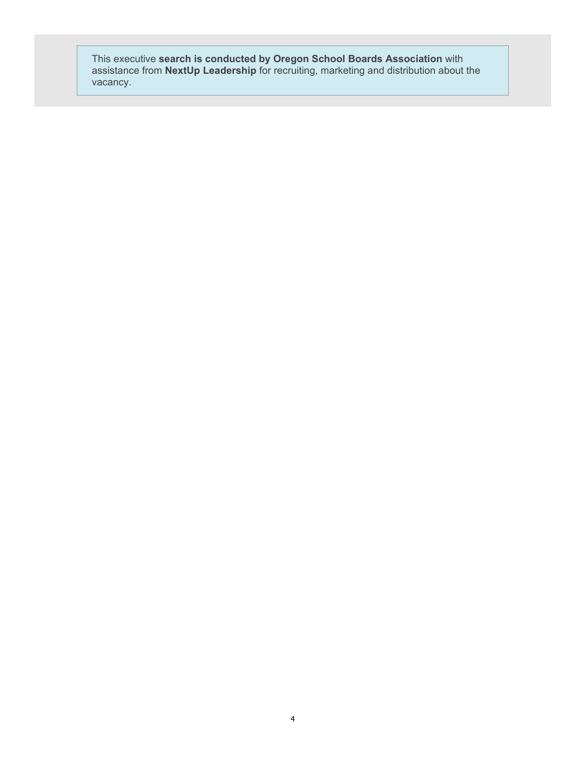This executive **search is conducted by Oregon School Boards Association** with assistance from **NextUp Leadership** for recruiting, marketing and distribution about the vacancy.